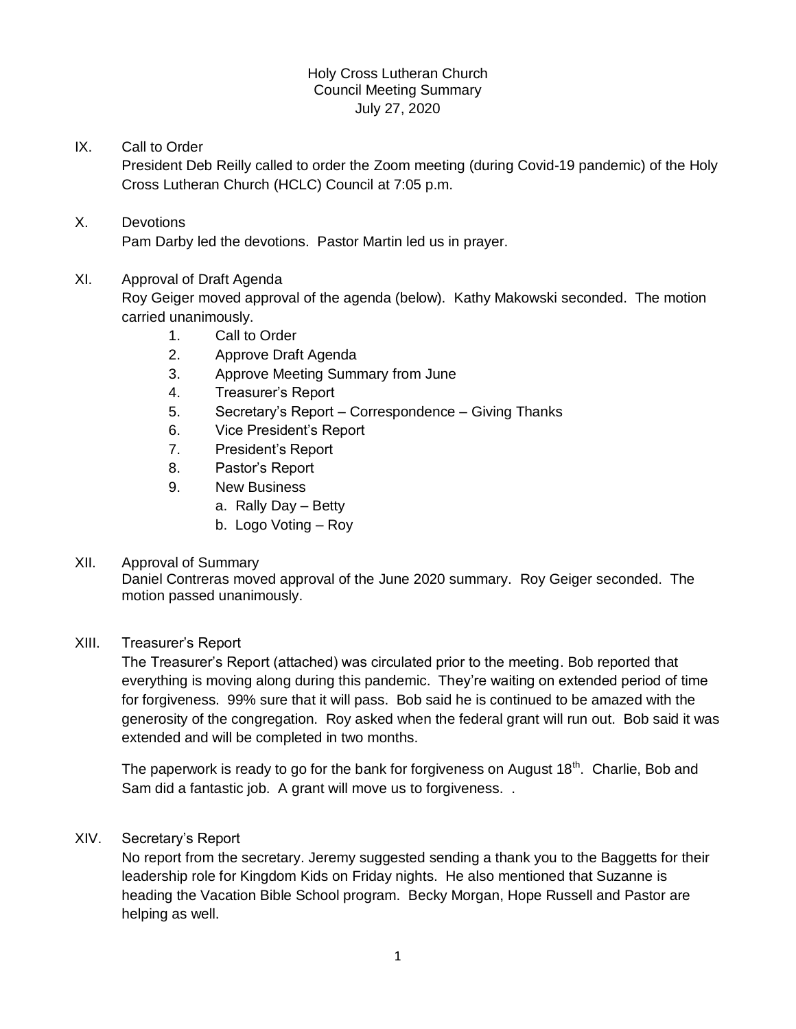# Holy Cross Lutheran Church
## Council Meeting Summary
### July 27, 2020

IX. Call to Order

President Deb Reilly called to order the Zoom meeting (during Covid-19 pandemic) of the Holy Cross Lutheran Church (HCLC) Council at 7:05 p.m.

X. Devotions

Pam Darby led the devotions. Pastor Martin led us in prayer.

XI. Approval of Draft Agenda

Roy Geiger moved approval of the agenda (below). Kathy Makowski seconded. The motion carried unanimously.

1. Call to Order
2. Approve Draft Agenda
3. Approve Meeting Summary from June
4. Treasurer's Report
5. Secretary's Report – Correspondence – Giving Thanks
6. Vice President's Report
7. President's Report
8. Pastor's Report
9. New Business
   a. Rally Day – Betty
   b. Logo Voting – Roy

XII. Approval of Summary

Daniel Contreras moved approval of the June 2020 summary. Roy Geiger seconded. The motion passed unanimously.

XIII. Treasurer's Report

The Treasurer's Report (attached) was circulated prior to the meeting. Bob reported that everything is moving along during this pandemic. They're waiting on extended period of time for forgiveness. 99% sure that it will pass. Bob said he is continued to be amazed with the generosity of the congregation. Roy asked when the federal grant will run out. Bob said it was extended and will be completed in two months.

The paperwork is ready to go for the bank for forgiveness on August 18th. Charlie, Bob and Sam did a fantastic job. A grant will move us to forgiveness. .

XIV. Secretary's Report

No report from the secretary. Jeremy suggested sending a thank you to the Baggetts for their leadership role for Kingdom Kids on Friday nights. He also mentioned that Suzanne is heading the Vacation Bible School program. Becky Morgan, Hope Russell and Pastor are helping as well.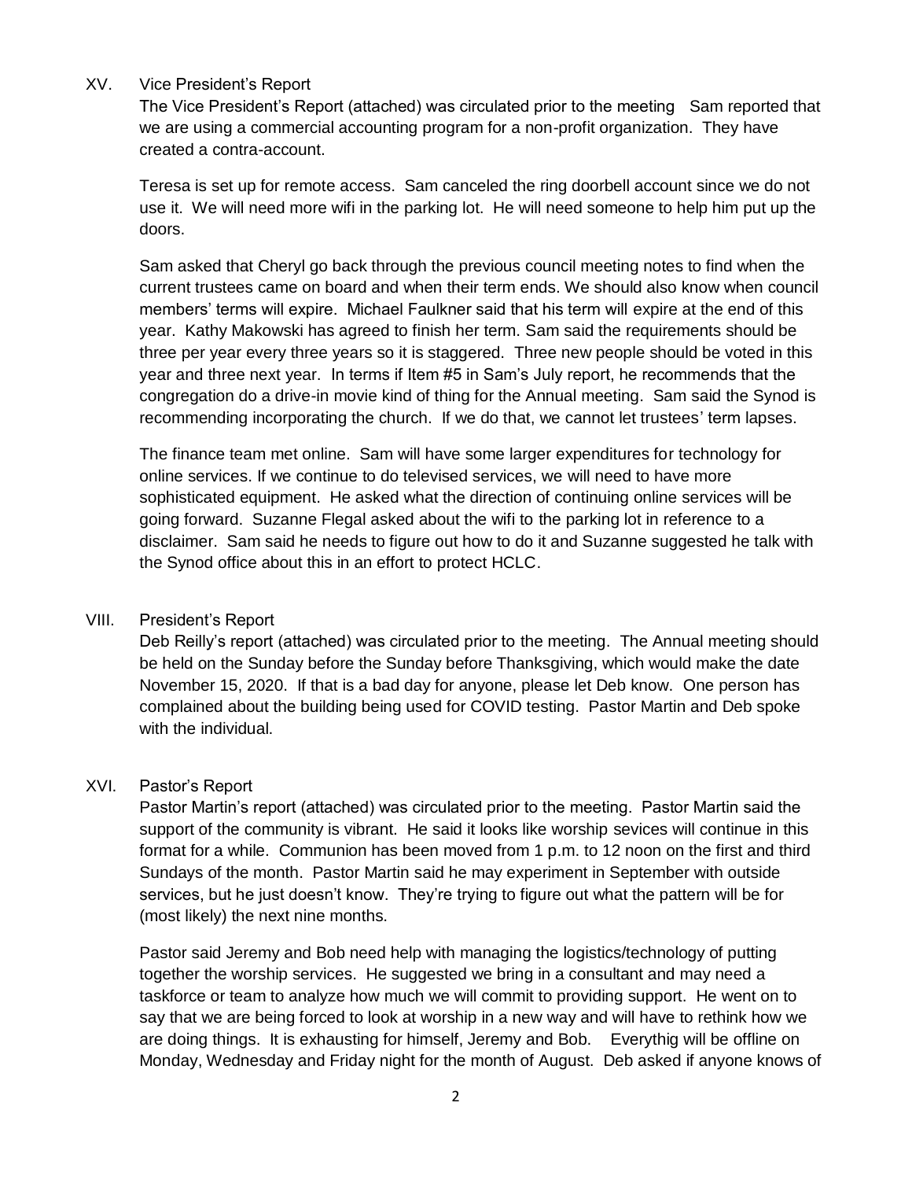XV. Vice President's Report

The Vice President's Report (attached) was circulated prior to the meeting Sam reported that we are using a commercial accounting program for a non-profit organization. They have created a contra-account.

Teresa is set up for remote access. Sam canceled the ring doorbell account since we do not use it. We will need more wifi in the parking lot. He will need someone to help him put up the doors.

Sam asked that Cheryl go back through the previous council meeting notes to find when the current trustees came on board and when their term ends. We should also know when council members' terms will expire. Michael Faulkner said that his term will expire at the end of this year. Kathy Makowski has agreed to finish her term. Sam said the requirements should be three per year every three years so it is staggered. Three new people should be voted in this year and three next year. In terms if Item #5 in Sam's July report, he recommends that the congregation do a drive-in movie kind of thing for the Annual meeting. Sam said the Synod is recommending incorporating the church. If we do that, we cannot let trustees' term lapses.

The finance team met online. Sam will have some larger expenditures for technology for online services. If we continue to do televised services, we will need to have more sophisticated equipment. He asked what the direction of continuing online services will be going forward. Suzanne Flegal asked about the wifi to the parking lot in reference to a disclaimer. Sam said he needs to figure out how to do it and Suzanne suggested he talk with the Synod office about this in an effort to protect HCLC.

VIII. President's Report

Deb Reilly's report (attached) was circulated prior to the meeting. The Annual meeting should be held on the Sunday before the Sunday before Thanksgiving, which would make the date November 15, 2020. If that is a bad day for anyone, please let Deb know. One person has complained about the building being used for COVID testing. Pastor Martin and Deb spoke with the individual.

XVI. Pastor's Report

Pastor Martin's report (attached) was circulated prior to the meeting. Pastor Martin said the support of the community is vibrant. He said it looks like worship sevices will continue in this format for a while. Communion has been moved from 1 p.m. to 12 noon on the first and third Sundays of the month. Pastor Martin said he may experiment in September with outside services, but he just doesn't know. They're trying to figure out what the pattern will be for (most likely) the next nine months.

Pastor said Jeremy and Bob need help with managing the logistics/technology of putting together the worship services. He suggested we bring in a consultant and may need a taskforce or team to analyze how much we will commit to providing support. He went on to say that we are being forced to look at worship in a new way and will have to rethink how we are doing things. It is exhausting for himself, Jeremy and Bob. Everythig will be offline on Monday, Wednesday and Friday night for the month of August. Deb asked if anyone knows of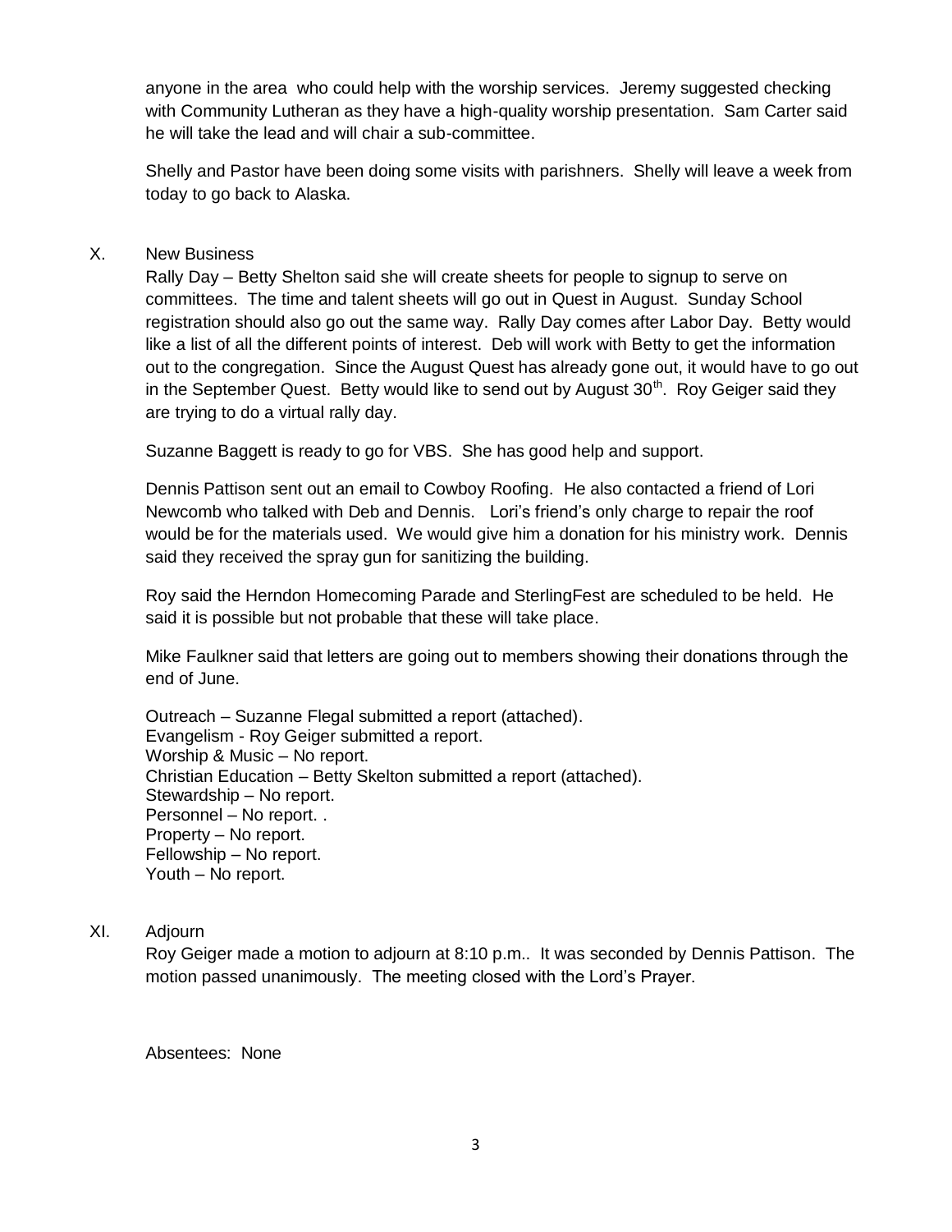anyone in the area who could help with the worship services. Jeremy suggested checking with Community Lutheran as they have a high-quality worship presentation. Sam Carter said he will take the lead and will chair a sub-committee.

Shelly and Pastor have been doing some visits with parishners. Shelly will leave a week from today to go back to Alaska.

X. New Business

Rally Day – Betty Shelton said she will create sheets for people to signup to serve on committees. The time and talent sheets will go out in Quest in August. Sunday School registration should also go out the same way. Rally Day comes after Labor Day. Betty would like a list of all the different points of interest. Deb will work with Betty to get the information out to the congregation. Since the August Quest has already gone out, it would have to go out in the September Quest. Betty would like to send out by August 30th. Roy Geiger said they are trying to do a virtual rally day.

Suzanne Baggett is ready to go for VBS. She has good help and support.

Dennis Pattison sent out an email to Cowboy Roofing. He also contacted a friend of Lori Newcomb who talked with Deb and Dennis. Lori's friend's only charge to repair the roof would be for the materials used. We would give him a donation for his ministry work. Dennis said they received the spray gun for sanitizing the building.

Roy said the Herndon Homecoming Parade and SterlingFest are scheduled to be held. He said it is possible but not probable that these will take place.

Mike Faulkner said that letters are going out to members showing their donations through the end of June.

Outreach – Suzanne Flegal submitted a report (attached).
Evangelism - Roy Geiger submitted a report.
Worship & Music – No report.
Christian Education – Betty Skelton submitted a report (attached).
Stewardship – No report.
Personnel – No report. .
Property – No report.
Fellowship – No report.
Youth – No report.

XI. Adjourn

Roy Geiger made a motion to adjourn at 8:10 p.m.. It was seconded by Dennis Pattison. The motion passed unanimously. The meeting closed with the Lord's Prayer.

Absentees: None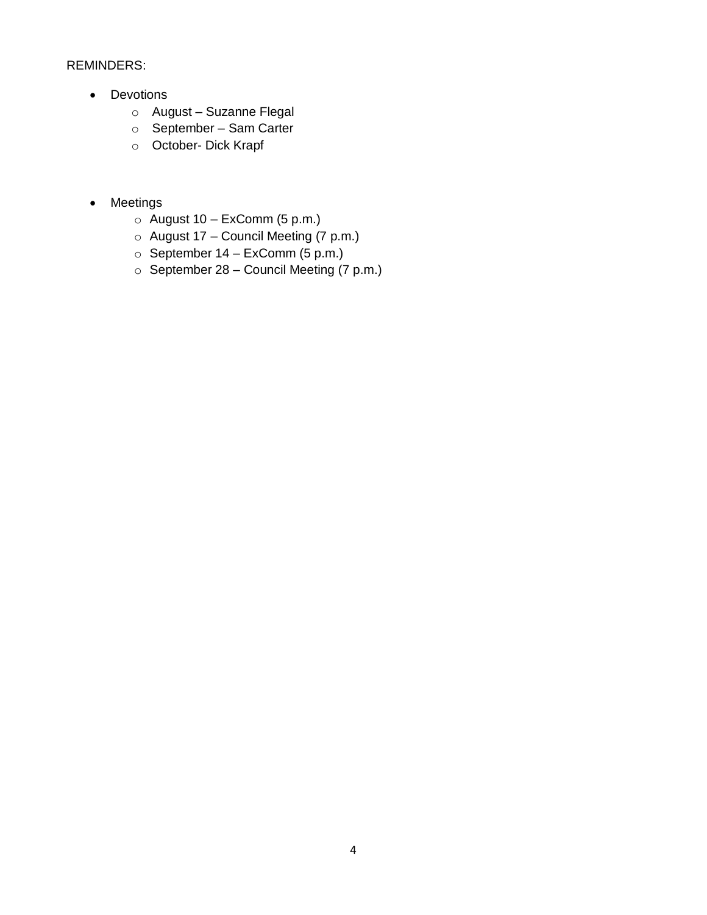REMINDERS:

- Devotions
  - August – Suzanne Flegal
  - September – Sam Carter
  - October- Dick Krapf

- Meetings
  - August 10 – ExComm (5 p.m.)
  - August 17 – Council Meeting (7 p.m.)
  - September 14 – ExComm (5 p.m.)
  - September 28 – Council Meeting (7 p.m.)